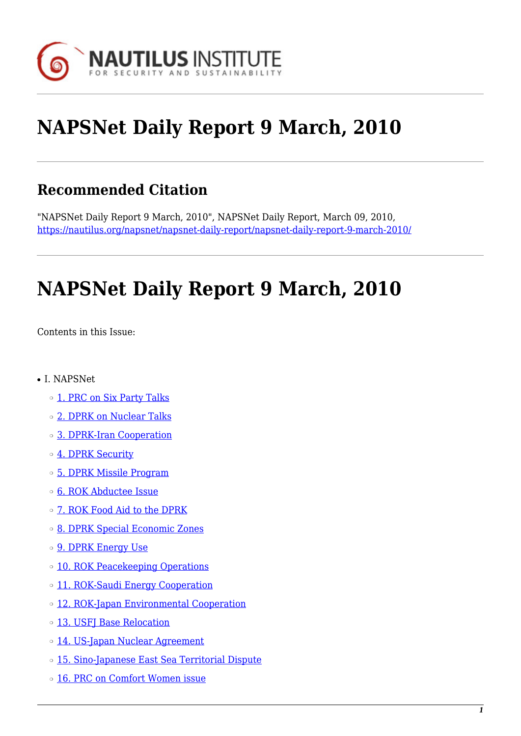# NAPSNet Daily Report 9 March, 2010

## Recommended Citation

"NAPSNet Daily Report 9 March, 2010", NAPSNet Daily Report, March 09, 2010, https://nautilus.org/napsnet/napsnet-daily-report/napsnet-daily-report-9-march-2010/

# NAPSNet Daily Report 9 March, 2010

Contents in this Issue:

- I. NAPSNet
  - 1. PRC on Six Party Talks
  - 2. DPRK on Nuclear Talks
  - 3. DPRK-Iran Cooperation
  - 4. DPRK Security
  - 5. DPRK Missile Program
  - 6. ROK Abductee Issue
  - 7. ROK Food Aid to the DPRK
  - 8. DPRK Special Economic Zones
  - 9. DPRK Energy Use
  - 10. ROK Peacekeeping Operations
  - 11. ROK-Saudi Energy Cooperation
  - 12. ROK-Japan Environmental Cooperation
  - 13. USFJ Base Relocation
  - 14. US-Japan Nuclear Agreement
  - 15. Sino-Japanese East Sea Territorial Dispute
  - 16. PRC on Comfort Women issue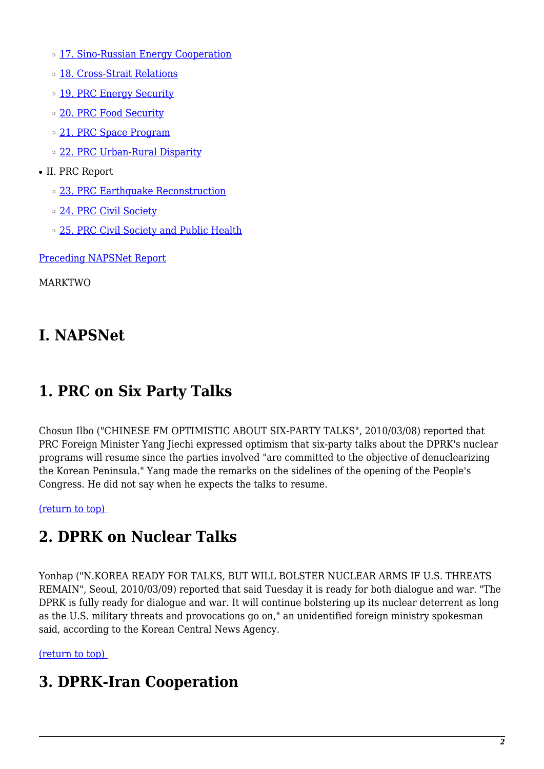- 17. Sino-Russian Energy Cooperation
    - 18. Cross-Strait Relations
    - 19. PRC Energy Security
    - 20. PRC Food Security
    - 21. PRC Space Program
    - 22. PRC Urban-Rural Disparity
- II. PRC Report
    - 23. PRC Earthquake Reconstruction
    - 24. PRC Civil Society
    - 25. PRC Civil Society and Public Health

Preceding NAPSNet Report

MARKTWO

# I. NAPSNet

# 1. PRC on Six Party Talks

Chosun Ilbo ("CHINESE FM OPTIMISTIC ABOUT SIX-PARTY TALKS", 2010/03/08) reported that PRC Foreign Minister Yang Jiechi expressed optimism that six-party talks about the DPRK's nuclear programs will resume since the parties involved "are committed to the objective of denuclearizing the Korean Peninsula." Yang made the remarks on the sidelines of the opening of the People's Congress. He did not say when he expects the talks to resume.

(return to top)

# 2. DPRK on Nuclear Talks

Yonhap ("N.KOREA READY FOR TALKS, BUT WILL BOLSTER NUCLEAR ARMS IF U.S. THREATS REMAIN", Seoul, 2010/03/09) reported that said Tuesday it is ready for both dialogue and war. "The DPRK is fully ready for dialogue and war. It will continue bolstering up its nuclear deterrent as long as the U.S. military threats and provocations go on," an unidentified foreign ministry spokesman said, according to the Korean Central News Agency.

(return to top)

# 3. DPRK-Iran Cooperation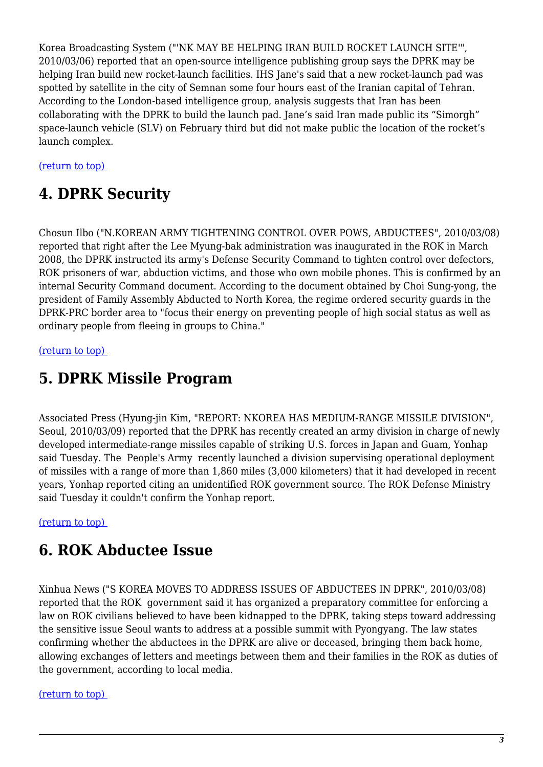Korea Broadcasting System ("'NK MAY BE HELPING IRAN BUILD ROCKET LAUNCH SITE'", 2010/03/06) reported that an open-source intelligence publishing group says the DPRK may be helping Iran build new rocket-launch facilities. IHS Jane's said that a new rocket-launch pad was spotted by satellite in the city of Semnan some four hours east of the Iranian capital of Tehran. According to the London-based intelligence group, analysis suggests that Iran has been collaborating with the DPRK to build the launch pad. Jane's said Iran made public its "Simorgh" space-launch vehicle (SLV) on February third but did not make public the location of the rocket's launch complex.

(return to top)

## 4. DPRK Security

Chosun Ilbo ("N.KOREAN ARMY TIGHTENING CONTROL OVER POWS, ABDUCTEES", 2010/03/08) reported that right after the Lee Myung-bak administration was inaugurated in the ROK in March 2008, the DPRK instructed its army's Defense Security Command to tighten control over defectors, ROK prisoners of war, abduction victims, and those who own mobile phones. This is confirmed by an internal Security Command document. According to the document obtained by Choi Sung-yong, the president of Family Assembly Abducted to North Korea, the regime ordered security guards in the DPRK-PRC border area to "focus their energy on preventing people of high social status as well as ordinary people from fleeing in groups to China."

(return to top)

## 5. DPRK Missile Program

Associated Press (Hyung-jin Kim, "REPORT: NKOREA HAS MEDIUM-RANGE MISSILE DIVISION", Seoul, 2010/03/09) reported that the DPRK has recently created an army division in charge of newly developed intermediate-range missiles capable of striking U.S. forces in Japan and Guam, Yonhap said Tuesday. The People's Army recently launched a division supervising operational deployment of missiles with a range of more than 1,860 miles (3,000 kilometers) that it had developed in recent years, Yonhap reported citing an unidentified ROK government source. The ROK Defense Ministry said Tuesday it couldn't confirm the Yonhap report.

(return to top)

## 6. ROK Abductee Issue

Xinhua News ("S KOREA MOVES TO ADDRESS ISSUES OF ABDUCTEES IN DPRK", 2010/03/08) reported that the ROK government said it has organized a preparatory committee for enforcing a law on ROK civilians believed to have been kidnapped to the DPRK, taking steps toward addressing the sensitive issue Seoul wants to address at a possible summit with Pyongyang. The law states confirming whether the abductees in the DPRK are alive or deceased, bringing them back home, allowing exchanges of letters and meetings between them and their families in the ROK as duties of the government, according to local media.

(return to top)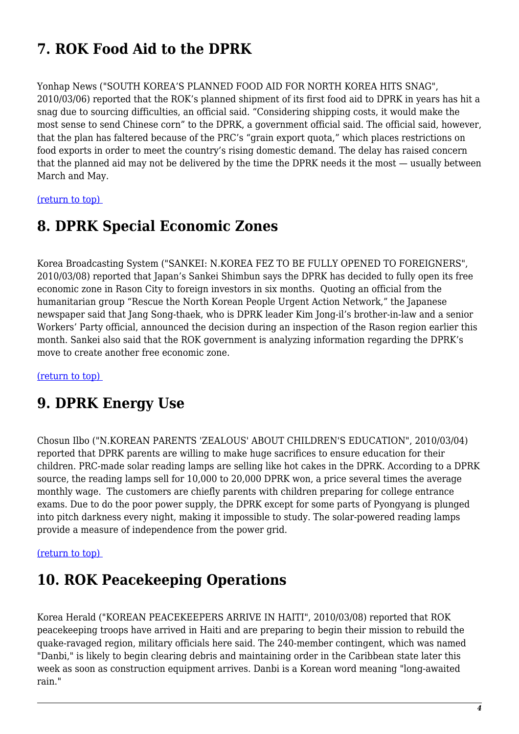## 7. ROK Food Aid to the DPRK

Yonhap News ("SOUTH KOREA'S PLANNED FOOD AID FOR NORTH KOREA HITS SNAG", 2010/03/06) reported that the ROK's planned shipment of its first food aid to DPRK in years has hit a snag due to sourcing difficulties, an official said. "Considering shipping costs, it would make the most sense to send Chinese corn" to the DPRK, a government official said. The official said, however, that the plan has faltered because of the PRC's "grain export quota," which places restrictions on food exports in order to meet the country's rising domestic demand. The delay has raised concern that the planned aid may not be delivered by the time the DPRK needs it the most — usually between March and May.

(return to top)

## 8. DPRK Special Economic Zones

Korea Broadcasting System ("SANKEI: N.KOREA FEZ TO BE FULLY OPENED TO FOREIGNERS", 2010/03/08) reported that Japan's Sankei Shimbun says the DPRK has decided to fully open its free economic zone in Rason City to foreign investors in six months. Quoting an official from the humanitarian group "Rescue the North Korean People Urgent Action Network," the Japanese newspaper said that Jang Song-thaek, who is DPRK leader Kim Jong-il's brother-in-law and a senior Workers' Party official, announced the decision during an inspection of the Rason region earlier this month. Sankei also said that the ROK government is analyzing information regarding the DPRK's move to create another free economic zone.

(return to top)

## 9. DPRK Energy Use

Chosun Ilbo ("N.KOREAN PARENTS 'ZEALOUS' ABOUT CHILDREN'S EDUCATION", 2010/03/04) reported that DPRK parents are willing to make huge sacrifices to ensure education for their children. PRC-made solar reading lamps are selling like hot cakes in the DPRK. According to a DPRK source, the reading lamps sell for 10,000 to 20,000 DPRK won, a price several times the average monthly wage. The customers are chiefly parents with children preparing for college entrance exams. Due to do the poor power supply, the DPRK except for some parts of Pyongyang is plunged into pitch darkness every night, making it impossible to study. The solar-powered reading lamps provide a measure of independence from the power grid.

(return to top)

## 10. ROK Peacekeeping Operations

Korea Herald ("KOREAN PEACEKEEPERS ARRIVE IN HAITI", 2010/03/08) reported that ROK peacekeeping troops have arrived in Haiti and are preparing to begin their mission to rebuild the quake-ravaged region, military officials here said. The 240-member contingent, which was named "Danbi," is likely to begin clearing debris and maintaining order in the Caribbean state later this week as soon as construction equipment arrives. Danbi is a Korean word meaning "long-awaited rain."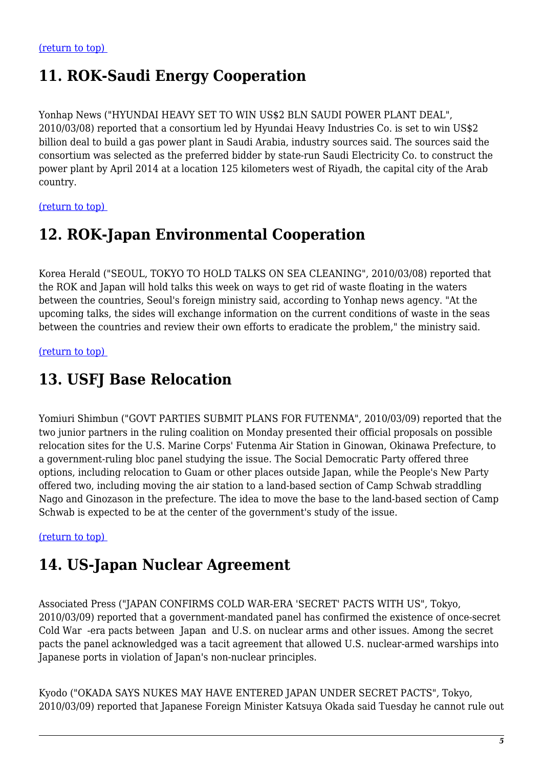(return to top)

## 11. ROK-Saudi Energy Cooperation

Yonhap News ("HYUNDAI HEAVY SET TO WIN US$2 BLN SAUDI POWER PLANT DEAL", 2010/03/08) reported that a consortium led by Hyundai Heavy Industries Co. is set to win US$2 billion deal to build a gas power plant in Saudi Arabia, industry sources said. The sources said the consortium was selected as the preferred bidder by state-run Saudi Electricity Co. to construct the power plant by April 2014 at a location 125 kilometers west of Riyadh, the capital city of the Arab country.

(return to top)

## 12. ROK-Japan Environmental Cooperation

Korea Herald ("SEOUL, TOKYO TO HOLD TALKS ON SEA CLEANING", 2010/03/08) reported that the ROK and Japan will hold talks this week on ways to get rid of waste floating in the waters between the countries, Seoul's foreign ministry said, according to Yonhap news agency. "At the upcoming talks, the sides will exchange information on the current conditions of waste in the seas between the countries and review their own efforts to eradicate the problem," the ministry said.

(return to top)

## 13. USFJ Base Relocation

Yomiuri Shimbun ("GOVT PARTIES SUBMIT PLANS FOR FUTENMA", 2010/03/09) reported that the two junior partners in the ruling coalition on Monday presented their official proposals on possible relocation sites for the U.S. Marine Corps' Futenma Air Station in Ginowan, Okinawa Prefecture, to a government-ruling bloc panel studying the issue. The Social Democratic Party offered three options, including relocation to Guam or other places outside Japan, while the People's New Party offered two, including moving the air station to a land-based section of Camp Schwab straddling Nago and Ginozason in the prefecture. The idea to move the base to the land-based section of Camp Schwab is expected to be at the center of the government's study of the issue.

(return to top)

## 14. US-Japan Nuclear Agreement

Associated Press ("JAPAN CONFIRMS COLD WAR-ERA 'SECRET' PACTS WITH US", Tokyo, 2010/03/09) reported that a government-mandated panel has confirmed the existence of once-secret Cold War -era pacts between Japan and U.S. on nuclear arms and other issues. Among the secret pacts the panel acknowledged was a tacit agreement that allowed U.S. nuclear-armed warships into Japanese ports in violation of Japan's non-nuclear principles.

Kyodo ("OKADA SAYS NUKES MAY HAVE ENTERED JAPAN UNDER SECRET PACTS", Tokyo, 2010/03/09) reported that Japanese Foreign Minister Katsuya Okada said Tuesday he cannot rule out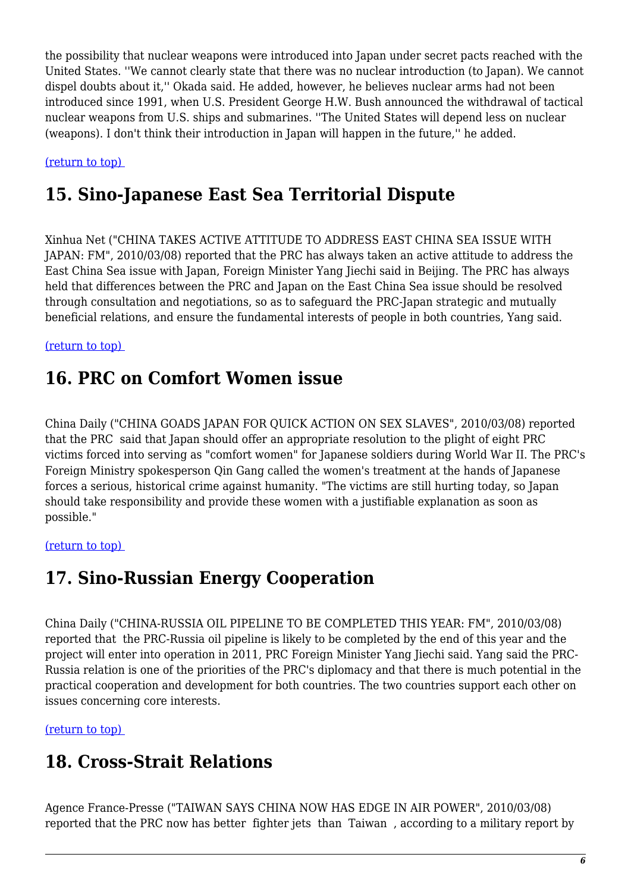the possibility that nuclear weapons were introduced into Japan under secret pacts reached with the United States. ''We cannot clearly state that there was no nuclear introduction (to Japan). We cannot dispel doubts about it,'' Okada said. He added, however, he believes nuclear arms had not been introduced since 1991, when U.S. President George H.W. Bush announced the withdrawal of tactical nuclear weapons from U.S. ships and submarines. ''The United States will depend less on nuclear (weapons). I don't think their introduction in Japan will happen in the future,'' he added.

(return to top)

## 15. Sino-Japanese East Sea Territorial Dispute

Xinhua Net ("CHINA TAKES ACTIVE ATTITUDE TO ADDRESS EAST CHINA SEA ISSUE WITH JAPAN: FM", 2010/03/08) reported that the PRC has always taken an active attitude to address the East China Sea issue with Japan, Foreign Minister Yang Jiechi said in Beijing. The PRC has always held that differences between the PRC and Japan on the East China Sea issue should be resolved through consultation and negotiations, so as to safeguard the PRC-Japan strategic and mutually beneficial relations, and ensure the fundamental interests of people in both countries, Yang said.

(return to top)

## 16. PRC on Comfort Women issue

China Daily ("CHINA GOADS JAPAN FOR QUICK ACTION ON SEX SLAVES", 2010/03/08) reported that the PRC said that Japan should offer an appropriate resolution to the plight of eight PRC victims forced into serving as "comfort women" for Japanese soldiers during World War II. The PRC's Foreign Ministry spokesperson Qin Gang called the women's treatment at the hands of Japanese forces a serious, historical crime against humanity. "The victims are still hurting today, so Japan should take responsibility and provide these women with a justifiable explanation as soon as possible."

(return to top)

## 17. Sino-Russian Energy Cooperation

China Daily ("CHINA-RUSSIA OIL PIPELINE TO BE COMPLETED THIS YEAR: FM", 2010/03/08) reported that the PRC-Russia oil pipeline is likely to be completed by the end of this year and the project will enter into operation in 2011, PRC Foreign Minister Yang Jiechi said. Yang said the PRC-Russia relation is one of the priorities of the PRC's diplomacy and that there is much potential in the practical cooperation and development for both countries. The two countries support each other on issues concerning core interests.

(return to top)

## 18. Cross-Strait Relations

Agence France-Presse ("TAIWAN SAYS CHINA NOW HAS EDGE IN AIR POWER", 2010/03/08) reported that the PRC now has better fighter jets than Taiwan, according to a military report by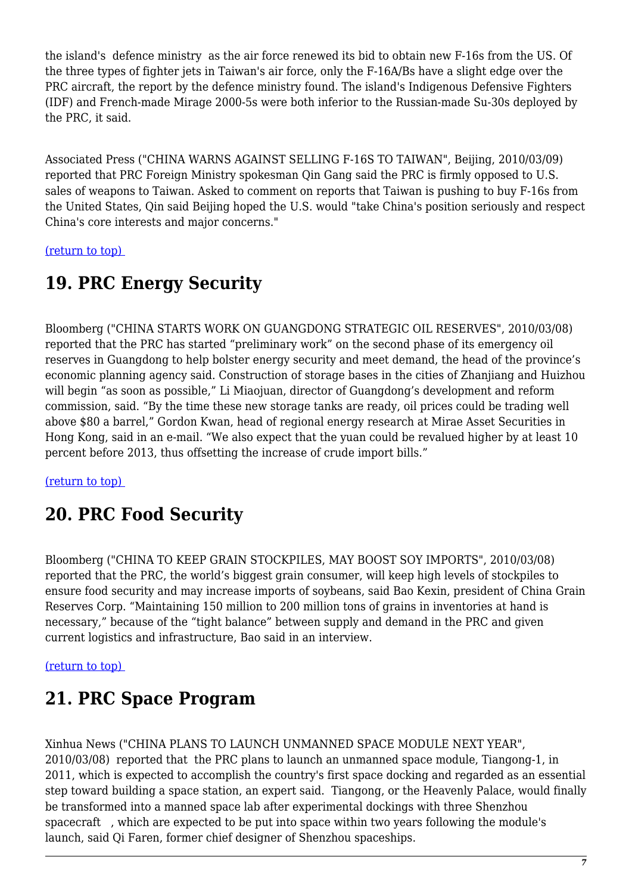the island's defence ministry as the air force renewed its bid to obtain new F-16s from the US. Of the three types of fighter jets in Taiwan's air force, only the F-16A/Bs have a slight edge over the PRC aircraft, the report by the defence ministry found. The island's Indigenous Defensive Fighters (IDF) and French-made Mirage 2000-5s were both inferior to the Russian-made Su-30s deployed by the PRC, it said.

Associated Press ("CHINA WARNS AGAINST SELLING F-16S TO TAIWAN", Beijing, 2010/03/09) reported that PRC Foreign Ministry spokesman Qin Gang said the PRC is firmly opposed to U.S. sales of weapons to Taiwan. Asked to comment on reports that Taiwan is pushing to buy F-16s from the United States, Qin said Beijing hoped the U.S. would "take China's position seriously and respect China's core interests and major concerns."

(return to top)

## 19. PRC Energy Security

Bloomberg ("CHINA STARTS WORK ON GUANGDONG STRATEGIC OIL RESERVES", 2010/03/08) reported that the PRC has started "preliminary work" on the second phase of its emergency oil reserves in Guangdong to help bolster energy security and meet demand, the head of the province's economic planning agency said. Construction of storage bases in the cities of Zhanjiang and Huizhou will begin "as soon as possible," Li Miaojuan, director of Guangdong's development and reform commission, said. "By the time these new storage tanks are ready, oil prices could be trading well above $80 a barrel," Gordon Kwan, head of regional energy research at Mirae Asset Securities in Hong Kong, said in an e-mail. "We also expect that the yuan could be revalued higher by at least 10 percent before 2013, thus offsetting the increase of crude import bills."

(return to top)

## 20. PRC Food Security

Bloomberg ("CHINA TO KEEP GRAIN STOCKPILES, MAY BOOST SOY IMPORTS", 2010/03/08) reported that the PRC, the world's biggest grain consumer, will keep high levels of stockpiles to ensure food security and may increase imports of soybeans, said Bao Kexin, president of China Grain Reserves Corp. "Maintaining 150 million to 200 million tons of grains in inventories at hand is necessary," because of the "tight balance" between supply and demand in the PRC and given current logistics and infrastructure, Bao said in an interview.

(return to top)

## 21. PRC Space Program

Xinhua News ("CHINA PLANS TO LAUNCH UNMANNED SPACE MODULE NEXT YEAR", 2010/03/08) reported that the PRC plans to launch an unmanned space module, Tiangong-1, in 2011, which is expected to accomplish the country's first space docking and regarded as an essential step toward building a space station, an expert said. Tiangong, or the Heavenly Palace, would finally be transformed into a manned space lab after experimental dockings with three Shenzhou spacecraft , which are expected to be put into space within two years following the module's launch, said Qi Faren, former chief designer of Shenzhou spaceships.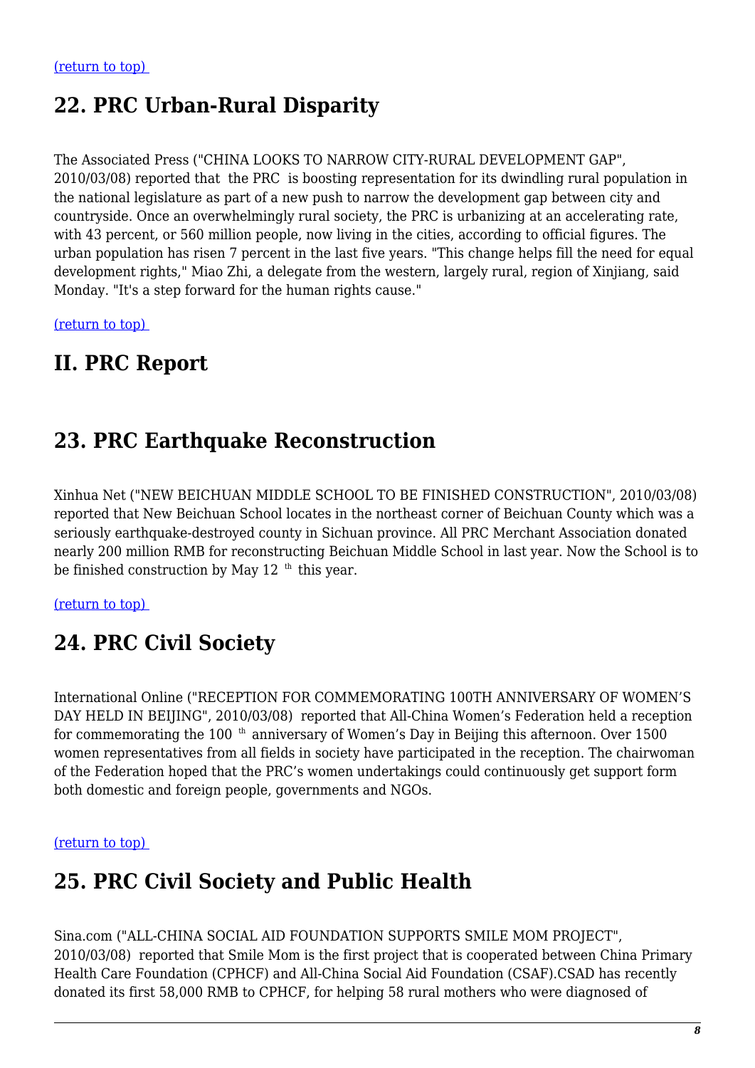(return to top)

## 22. PRC Urban-Rural Disparity

The Associated Press ("CHINA LOOKS TO NARROW CITY-RURAL DEVELOPMENT GAP", 2010/03/08) reported that the PRC is boosting representation for its dwindling rural population in the national legislature as part of a new push to narrow the development gap between city and countryside. Once an overwhelmingly rural society, the PRC is urbanizing at an accelerating rate, with 43 percent, or 560 million people, now living in the cities, according to official figures. The urban population has risen 7 percent in the last five years. "This change helps fill the need for equal development rights," Miao Zhi, a delegate from the western, largely rural, region of Xinjiang, said Monday. "It's a step forward for the human rights cause."

(return to top)

# II. PRC Report

## 23. PRC Earthquake Reconstruction

Xinhua Net ("NEW BEICHUAN MIDDLE SCHOOL TO BE FINISHED CONSTRUCTION", 2010/03/08) reported that New Beichuan School locates in the northeast corner of Beichuan County which was a seriously earthquake-destroyed county in Sichuan province. All PRC Merchant Association donated nearly 200 million RMB for reconstructing Beichuan Middle School in last year. Now the School is to be finished construction by May 12 th this year.

(return to top)

## 24. PRC Civil Society

International Online ("RECEPTION FOR COMMEMORATING 100TH ANNIVERSARY OF WOMEN'S DAY HELD IN BEIJING", 2010/03/08) reported that All-China Women's Federation held a reception for commemorating the 100 th anniversary of Women's Day in Beijing this afternoon. Over 1500 women representatives from all fields in society have participated in the reception. The chairwoman of the Federation hoped that the PRC's women undertakings could continuously get support form both domestic and foreign people, governments and NGOs.

(return to top)

## 25. PRC Civil Society and Public Health

Sina.com ("ALL-CHINA SOCIAL AID FOUNDATION SUPPORTS SMILE MOM PROJECT", 2010/03/08) reported that Smile Mom is the first project that is cooperated between China Primary Health Care Foundation (CPHCF) and All-China Social Aid Foundation (CSAF).CSAD has recently donated its first 58,000 RMB to CPHCF, for helping 58 rural mothers who were diagnosed of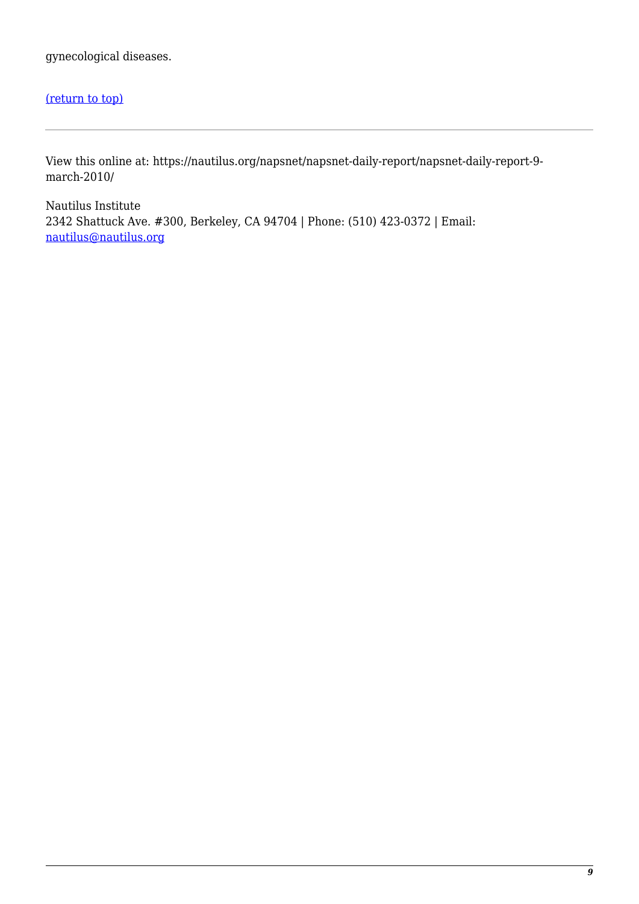gynecological diseases.

[(return to top)]

---

View this online at: https://nautilus.org/napsnet/napsnet-daily-report/napsnet-daily-report-9-march-2010/

Nautilus Institute
2342 Shattuck Ave. #300, Berkeley, CA 94704 | Phone: (510) 423-0372 | Email: nautilus@nautilus.org